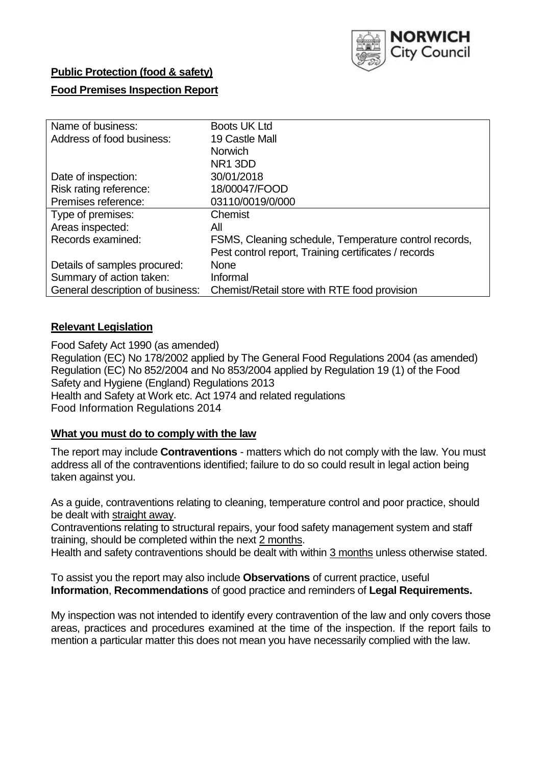**Public Protection (food & safety)**

**Food Premises Inspection Report**

| Name of business: | Boots UK Ltd |
|---|---|
| Address of food business: | 19 Castle Mall<br>Norwich<br>NR1 3DD |
| Date of inspection: | 30/01/2018 |
| Risk rating reference: | 18/00047/FOOD |
| Premises reference: | 03110/0019/0/000 |
| Type of premises: | Chemist |
| Areas inspected: | All |
| Records examined: | FSMS, Cleaning schedule, Temperature control records, Pest control report, Training certificates / records |
| Details of samples procured: | None |
| Summary of action taken: | Informal |
| General description of business: | Chemist/Retail store with RTE food provision |

## Relevant Legislation

Food Safety Act 1990 (as amended)
Regulation (EC) No 178/2002 applied by The General Food Regulations 2004 (as amended)
Regulation (EC) No 852/2004 and No 853/2004 applied by Regulation 19 (1) of the Food Safety and Hygiene (England) Regulations 2013
Health and Safety at Work etc. Act 1974 and related regulations
Food Information Regulations 2014

## What you must do to comply with the law

The report may include **Contraventions** - matters which do not comply with the law. You must address all of the contraventions identified; failure to do so could result in legal action being taken against you.

As a guide, contraventions relating to cleaning, temperature control and poor practice, should be dealt with straight away.

Contraventions relating to structural repairs, your food safety management system and staff training, should be completed within the next 2 months.

Health and safety contraventions should be dealt with within 3 months unless otherwise stated.

To assist you the report may also include **Observations** of current practice, useful **Information**, **Recommendations** of good practice and reminders of **Legal Requirements.**

My inspection was not intended to identify every contravention of the law and only covers those areas, practices and procedures examined at the time of the inspection. If the report fails to mention a particular matter this does not mean you have necessarily complied with the law.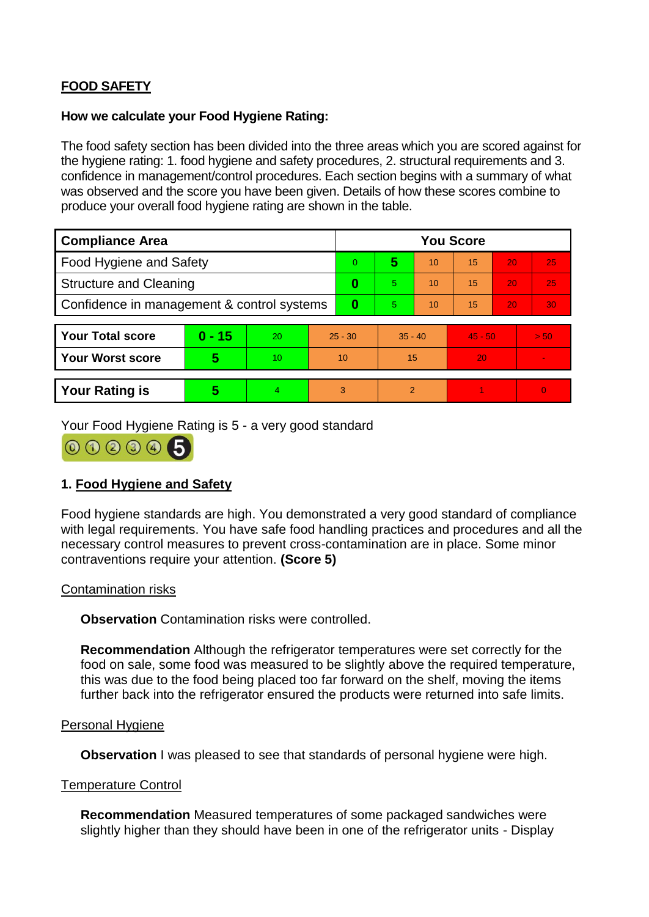**FOOD SAFETY**

**How we calculate your Food Hygiene Rating:**

The food safety section has been divided into the three areas which you are scored against for the hygiene rating: 1. food hygiene and safety procedures, 2. structural requirements and 3. confidence in management/control procedures. Each section begins with a summary of what was observed and the score you have been given. Details of how these scores combine to produce your overall food hygiene rating are shown in the table.

| Compliance Area | You Score | | | | | |
|---|---|---|---|---|---|---|
| Food Hygiene and Safety | 0 | **5** | 10 | 15 | 20 | 25 |
| Structure and Cleaning | **0** | 5 | 10 | 15 | 20 | 25 |
| Confidence in management & control systems | **0** | 5 | 10 | 15 | 20 | 30 |

| | | | | | | |
|---|---|---|---|---|---|---|
| **Your Total score** | **0 - 15** | 20 | 25 - 30 | 35 - 40 | 45 - 50 | > 50 |
| **Your Worst score** | **5** | 10 | 10 | 15 | 20 | - |
| **Your Rating is** | **5** | 4 | 3 | 2 | 1 | 0 |

Your Food Hygiene Rating is 5 - a very good standard

## 1. Food Hygiene and Safety

Food hygiene standards are high. You demonstrated a very good standard of compliance with legal requirements. You have safe food handling practices and procedures and all the necessary control measures to prevent cross-contamination are in place. Some minor contraventions require your attention. **(Score 5)**

### Contamination risks

**Observation** Contamination risks were controlled.

**Recommendation** Although the refrigerator temperatures were set correctly for the food on sale, some food was measured to be slightly above the required temperature, this was due to the food being placed too far forward on the shelf, moving the items further back into the refrigerator ensured the products were returned into safe limits.

### Personal Hygiene

**Observation** I was pleased to see that standards of personal hygiene were high.

### Temperature Control

**Recommendation** Measured temperatures of some packaged sandwiches were slightly higher than they should have been in one of the refrigerator units - Display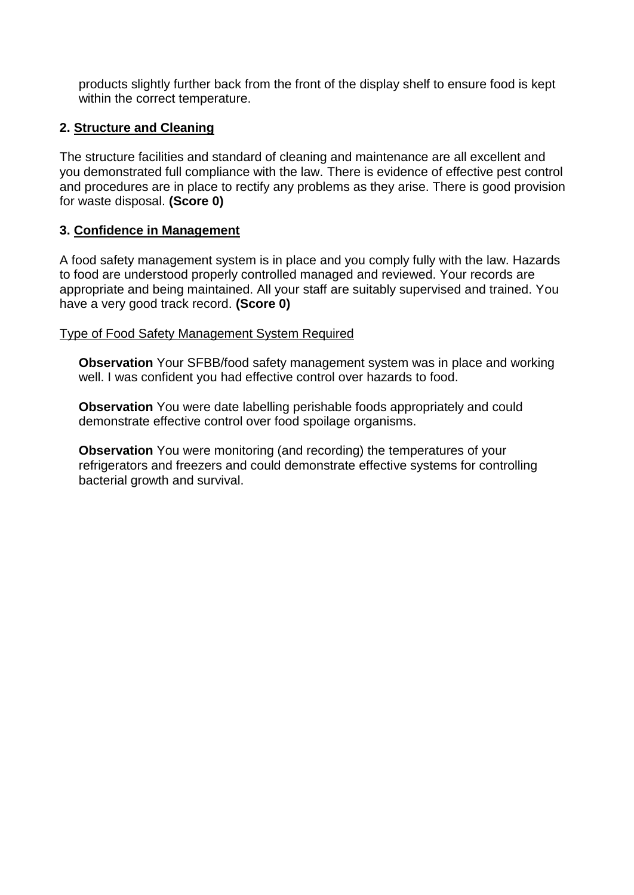products slightly further back from the front of the display shelf to ensure food is kept within the correct temperature.

**2. Structure and Cleaning**

The structure facilities and standard of cleaning and maintenance are all excellent and you demonstrated full compliance with the law. There is evidence of effective pest control and procedures are in place to rectify any problems as they arise. There is good provision for waste disposal. **(Score 0)**

**3. Confidence in Management**

A food safety management system is in place and you comply fully with the law. Hazards to food are understood properly controlled managed and reviewed. Your records are appropriate and being maintained. All your staff are suitably supervised and trained. You have a very good track record. **(Score 0)**

Type of Food Safety Management System Required

**Observation** Your SFBB/food safety management system was in place and working well. I was confident you had effective control over hazards to food.

**Observation** You were date labelling perishable foods appropriately and could demonstrate effective control over food spoilage organisms.

**Observation** You were monitoring (and recording) the temperatures of your refrigerators and freezers and could demonstrate effective systems for controlling bacterial growth and survival.